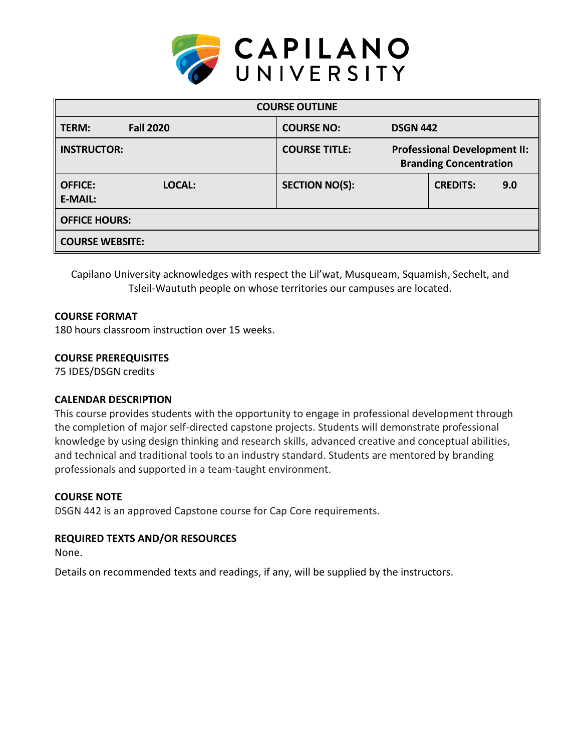# CAPILANO UNIVERSITY

| COURSE OUTLINE | | | |
|---|---|---|---|
| **TERM:** **Fall 2020** | **COURSE NO:** **DSGN 442** | | |
| **INSTRUCTOR:** | **COURSE TITLE:** **Professional Development II: Branding Concentration** | | |
| **OFFICE:** **LOCAL:** **E-MAIL:** | **SECTION NO(S):** | **CREDITS:** **9.0** | |
| **OFFICE HOURS:** | | | |
| **COURSE WEBSITE:** | | | |

Capilano University acknowledges with respect the Lil'wat, Musqueam, Squamish, Sechelt, and Tsleil-Waututh people on whose territories our campuses are located.

### COURSE FORMAT

180 hours classroom instruction over 15 weeks.

### COURSE PREREQUISITES

75 IDES/DSGN credits

### CALENDAR DESCRIPTION

This course provides students with the opportunity to engage in professional development through the completion of major self-directed capstone projects. Students will demonstrate professional knowledge by using design thinking and research skills, advanced creative and conceptual abilities, and technical and traditional tools to an industry standard. Students are mentored by branding professionals and supported in a team-taught environment.

### COURSE NOTE

DSGN 442 is an approved Capstone course for Cap Core requirements.

### REQUIRED TEXTS AND/OR RESOURCES

None.

Details on recommended texts and readings, if any, will be supplied by the instructors.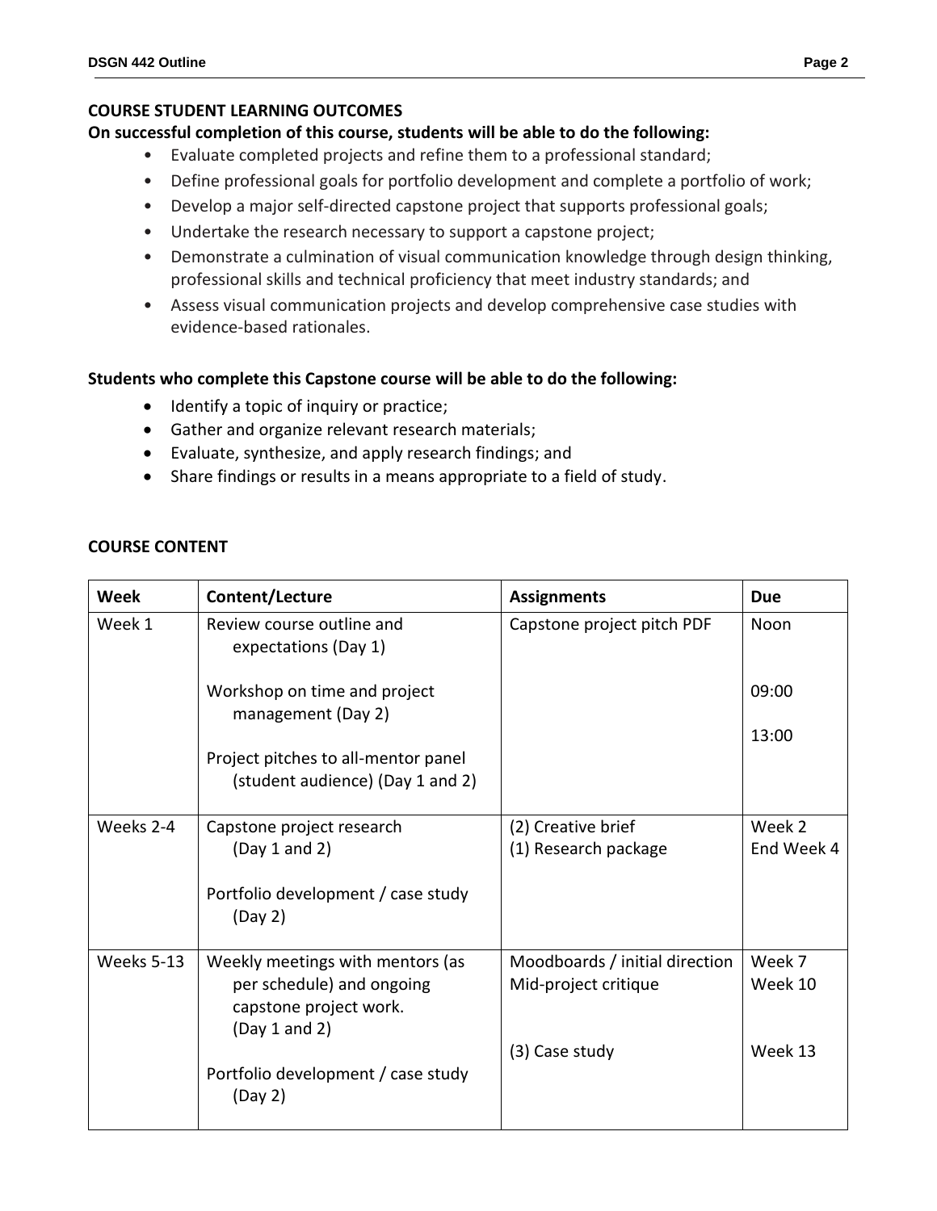## COURSE STUDENT LEARNING OUTCOMES

**On successful completion of this course, students will be able to do the following:**

- Evaluate completed projects and refine them to a professional standard;
- Define professional goals for portfolio development and complete a portfolio of work;
- Develop a major self-directed capstone project that supports professional goals;
- Undertake the research necessary to support a capstone project;
- Demonstrate a culmination of visual communication knowledge through design thinking, professional skills and technical proficiency that meet industry standards; and
- Assess visual communication projects and develop comprehensive case studies with evidence-based rationales.

**Students who complete this Capstone course will be able to do the following:**

- Identify a topic of inquiry or practice;
- Gather and organize relevant research materials;
- Evaluate, synthesize, and apply research findings; and
- Share findings or results in a means appropriate to a field of study.

## COURSE CONTENT

| Week | Content/Lecture | Assignments | Due |
|---|---|---|---|
| Week 1 | Review course outline and expectations (Day 1)<br><br>Workshop on time and project management (Day 2)<br><br>Project pitches to all-mentor panel (student audience) (Day 1 and 2) | Capstone project pitch PDF | Noon<br><br>09:00<br><br>13:00 |
| Weeks 2-4 | Capstone project research (Day 1 and 2)<br><br>Portfolio development / case study (Day 2) | (2) Creative brief<br>(1) Research package | Week 2<br>End Week 4 |
| Weeks 5-13 | Weekly meetings with mentors (as per schedule) and ongoing capstone project work. (Day 1 and 2)<br><br>Portfolio development / case study (Day 2) | Moodboards / initial direction<br>Mid-project critique<br><br>(3) Case study | Week 7<br>Week 10<br><br>Week 13 |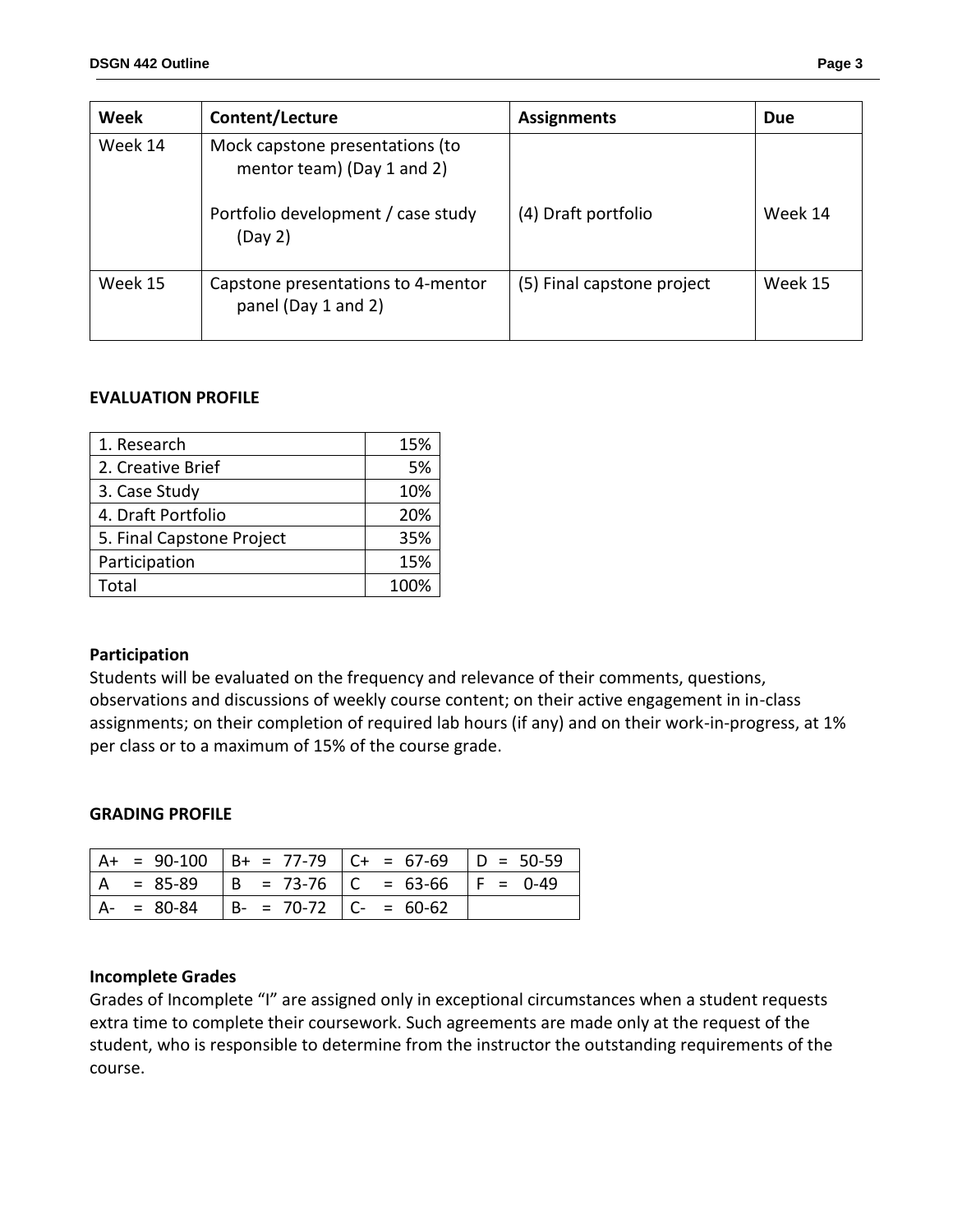| Week | Content/Lecture | Assignments | Due |
| --- | --- | --- | --- |
| Week 14 | Mock capstone presentations (to mentor team) (Day 1 and 2)<br><br>Portfolio development / case study (Day 2) | <br><br>(4) Draft portfolio | <br><br>Week 14 |
| Week 15 | Capstone presentations to 4-mentor panel (Day 1 and 2) | (5) Final capstone project | Week 15 |

**EVALUATION PROFILE**

| | |
| --- | ---: |
| 1. Research | 15% |
| 2. Creative Brief | 5% |
| 3. Case Study | 10% |
| 4. Draft Portfolio | 20% |
| 5. Final Capstone Project | 35% |
| Participation | 15% |
| Total | 100% |

**Participation**

Students will be evaluated on the frequency and relevance of their comments, questions, observations and discussions of weekly course content; on their active engagement in in-class assignments; on their completion of required lab hours (if any) and on their work-in-progress, at 1% per class or to a maximum of 15% of the course grade.

**GRADING PROFILE**

| | | | |
| --- | --- | --- | --- |
| A+ = 90-100 | B+ = 77-79 | C+ = 67-69 | D = 50-59 |
| A = 85-89 | B = 73-76 | C = 63-66 | F = 0-49 |
| A- = 80-84 | B- = 70-72 | C- = 60-62 | |

**Incomplete Grades**

Grades of Incomplete "I" are assigned only in exceptional circumstances when a student requests extra time to complete their coursework. Such agreements are made only at the request of the student, who is responsible to determine from the instructor the outstanding requirements of the course.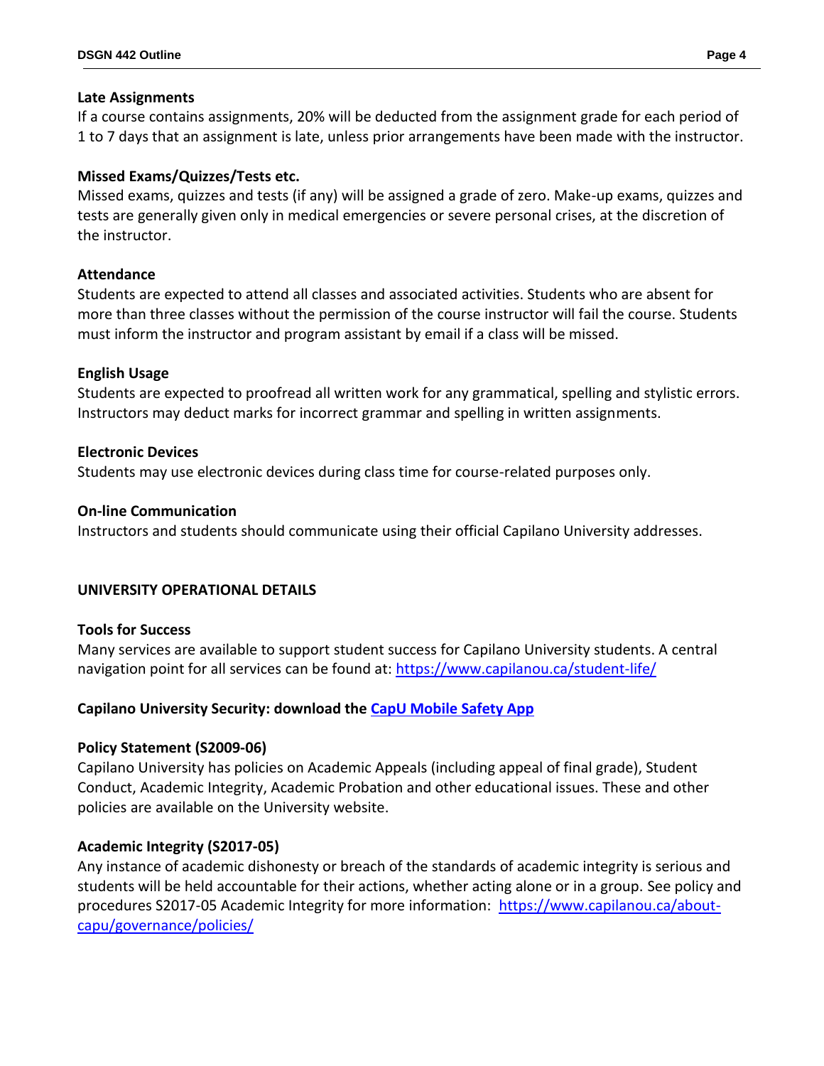**Late Assignments**

If a course contains assignments, 20% will be deducted from the assignment grade for each period of 1 to 7 days that an assignment is late, unless prior arrangements have been made with the instructor.

**Missed Exams/Quizzes/Tests etc.**

Missed exams, quizzes and tests (if any) will be assigned a grade of zero. Make-up exams, quizzes and tests are generally given only in medical emergencies or severe personal crises, at the discretion of the instructor.

**Attendance**

Students are expected to attend all classes and associated activities. Students who are absent for more than three classes without the permission of the course instructor will fail the course. Students must inform the instructor and program assistant by email if a class will be missed.

**English Usage**

Students are expected to proofread all written work for any grammatical, spelling and stylistic errors. Instructors may deduct marks for incorrect grammar and spelling in written assignments.

**Electronic Devices**

Students may use electronic devices during class time for course-related purposes only.

**On-line Communication**

Instructors and students should communicate using their official Capilano University addresses.

## UNIVERSITY OPERATIONAL DETAILS

**Tools for Success**

Many services are available to support student success for Capilano University students. A central navigation point for all services can be found at: https://www.capilanou.ca/student-life/

**Capilano University Security: download the CapU Mobile Safety App**

**Policy Statement (S2009-06)**

Capilano University has policies on Academic Appeals (including appeal of final grade), Student Conduct, Academic Integrity, Academic Probation and other educational issues. These and other policies are available on the University website.

**Academic Integrity (S2017-05)**

Any instance of academic dishonesty or breach of the standards of academic integrity is serious and students will be held accountable for their actions, whether acting alone or in a group. See policy and procedures S2017-05 Academic Integrity for more information: https://www.capilanou.ca/about-capu/governance/policies/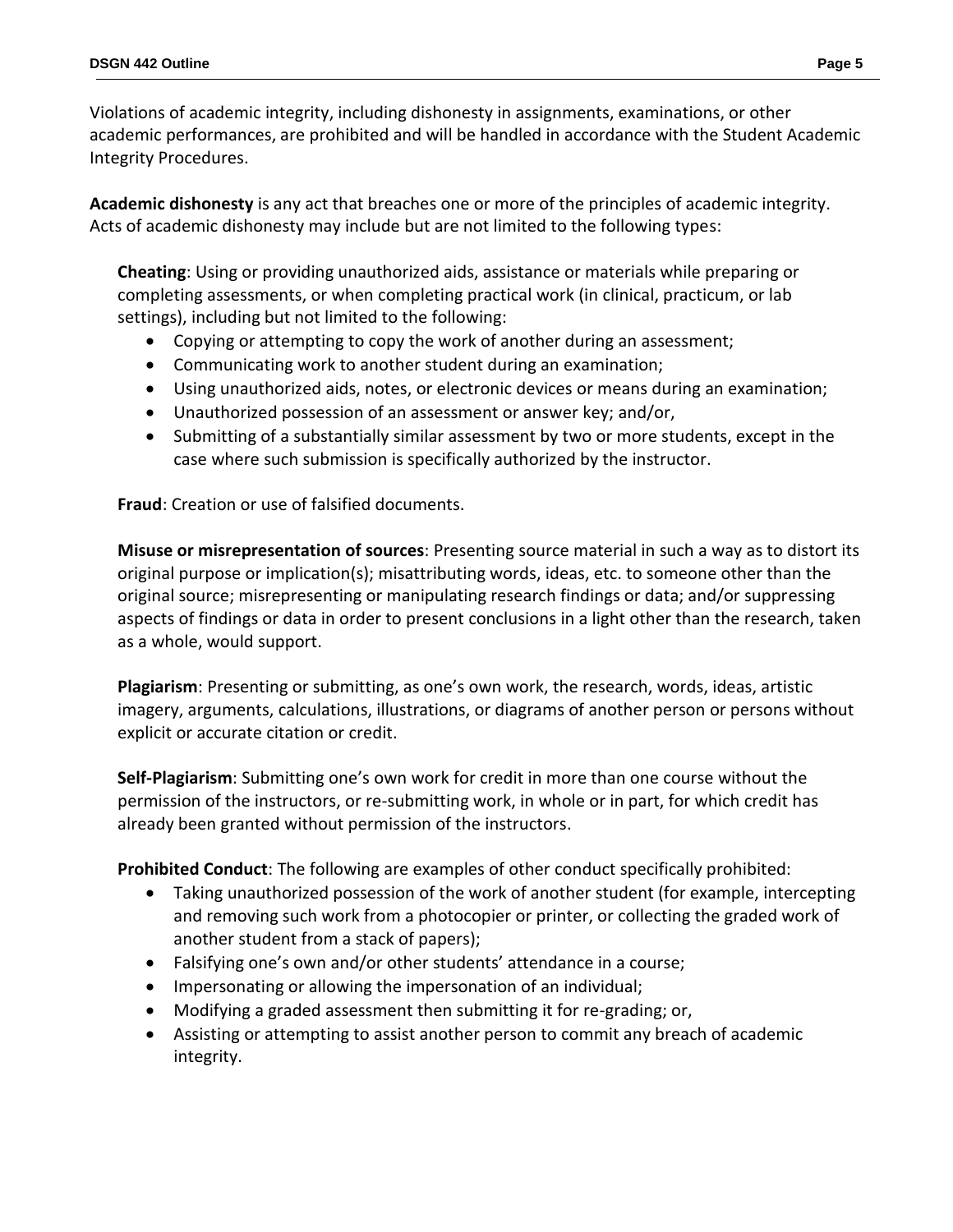Violations of academic integrity, including dishonesty in assignments, examinations, or other academic performances, are prohibited and will be handled in accordance with the Student Academic Integrity Procedures.

**Academic dishonesty** is any act that breaches one or more of the principles of academic integrity. Acts of academic dishonesty may include but are not limited to the following types:

**Cheating**: Using or providing unauthorized aids, assistance or materials while preparing or completing assessments, or when completing practical work (in clinical, practicum, or lab settings), including but not limited to the following:

- Copying or attempting to copy the work of another during an assessment;
- Communicating work to another student during an examination;
- Using unauthorized aids, notes, or electronic devices or means during an examination;
- Unauthorized possession of an assessment or answer key; and/or,
- Submitting of a substantially similar assessment by two or more students, except in the case where such submission is specifically authorized by the instructor.

**Fraud**: Creation or use of falsified documents.

**Misuse or misrepresentation of sources**: Presenting source material in such a way as to distort its original purpose or implication(s); misattributing words, ideas, etc. to someone other than the original source; misrepresenting or manipulating research findings or data; and/or suppressing aspects of findings or data in order to present conclusions in a light other than the research, taken as a whole, would support.

**Plagiarism**: Presenting or submitting, as one's own work, the research, words, ideas, artistic imagery, arguments, calculations, illustrations, or diagrams of another person or persons without explicit or accurate citation or credit.

**Self-Plagiarism**: Submitting one's own work for credit in more than one course without the permission of the instructors, or re-submitting work, in whole or in part, for which credit has already been granted without permission of the instructors.

**Prohibited Conduct**: The following are examples of other conduct specifically prohibited:

- Taking unauthorized possession of the work of another student (for example, intercepting and removing such work from a photocopier or printer, or collecting the graded work of another student from a stack of papers);
- Falsifying one's own and/or other students' attendance in a course;
- Impersonating or allowing the impersonation of an individual;
- Modifying a graded assessment then submitting it for re-grading; or,
- Assisting or attempting to assist another person to commit any breach of academic integrity.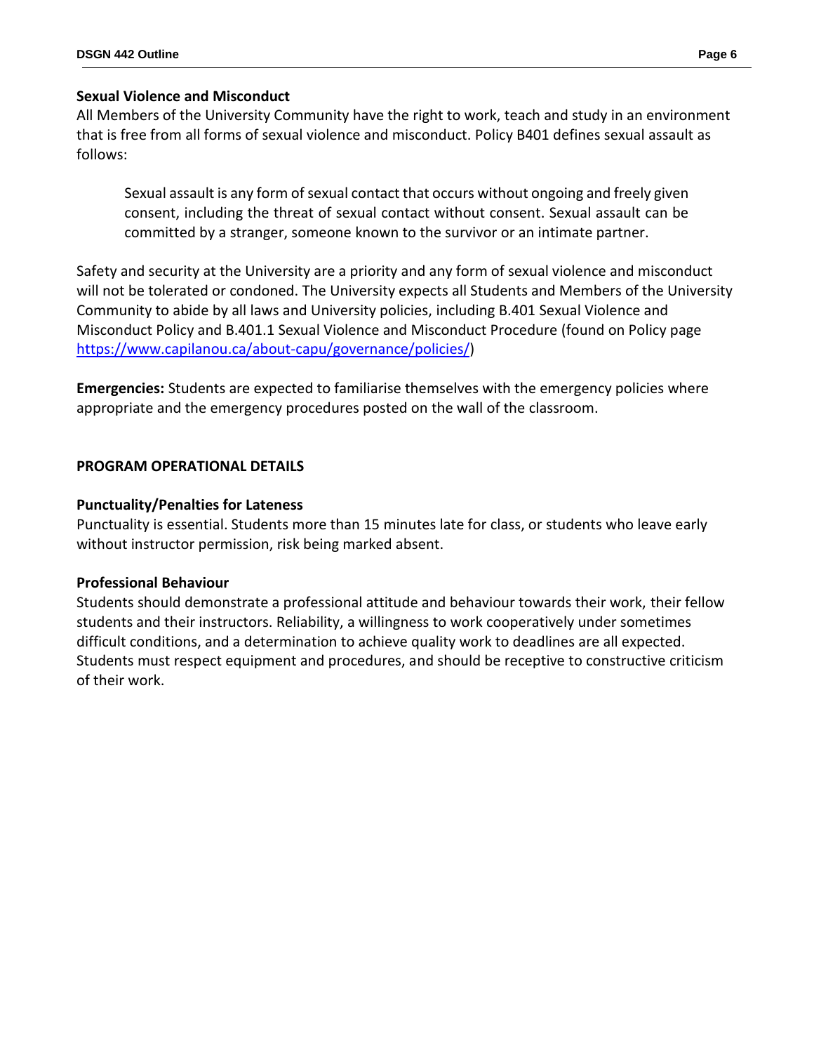**Sexual Violence and Misconduct**

All Members of the University Community have the right to work, teach and study in an environment that is free from all forms of sexual violence and misconduct. Policy B401 defines sexual assault as follows:

> Sexual assault is any form of sexual contact that occurs without ongoing and freely given consent, including the threat of sexual contact without consent. Sexual assault can be committed by a stranger, someone known to the survivor or an intimate partner.

Safety and security at the University are a priority and any form of sexual violence and misconduct will not be tolerated or condoned. The University expects all Students and Members of the University Community to abide by all laws and University policies, including B.401 Sexual Violence and Misconduct Policy and B.401.1 Sexual Violence and Misconduct Procedure (found on Policy page https://www.capilanou.ca/about-capu/governance/policies/)

**Emergencies:** Students are expected to familiarise themselves with the emergency policies where appropriate and the emergency procedures posted on the wall of the classroom.

## PROGRAM OPERATIONAL DETAILS

**Punctuality/Penalties for Lateness**

Punctuality is essential. Students more than 15 minutes late for class, or students who leave early without instructor permission, risk being marked absent.

**Professional Behaviour**

Students should demonstrate a professional attitude and behaviour towards their work, their fellow students and their instructors. Reliability, a willingness to work cooperatively under sometimes difficult conditions, and a determination to achieve quality work to deadlines are all expected. Students must respect equipment and procedures, and should be receptive to constructive criticism of their work.